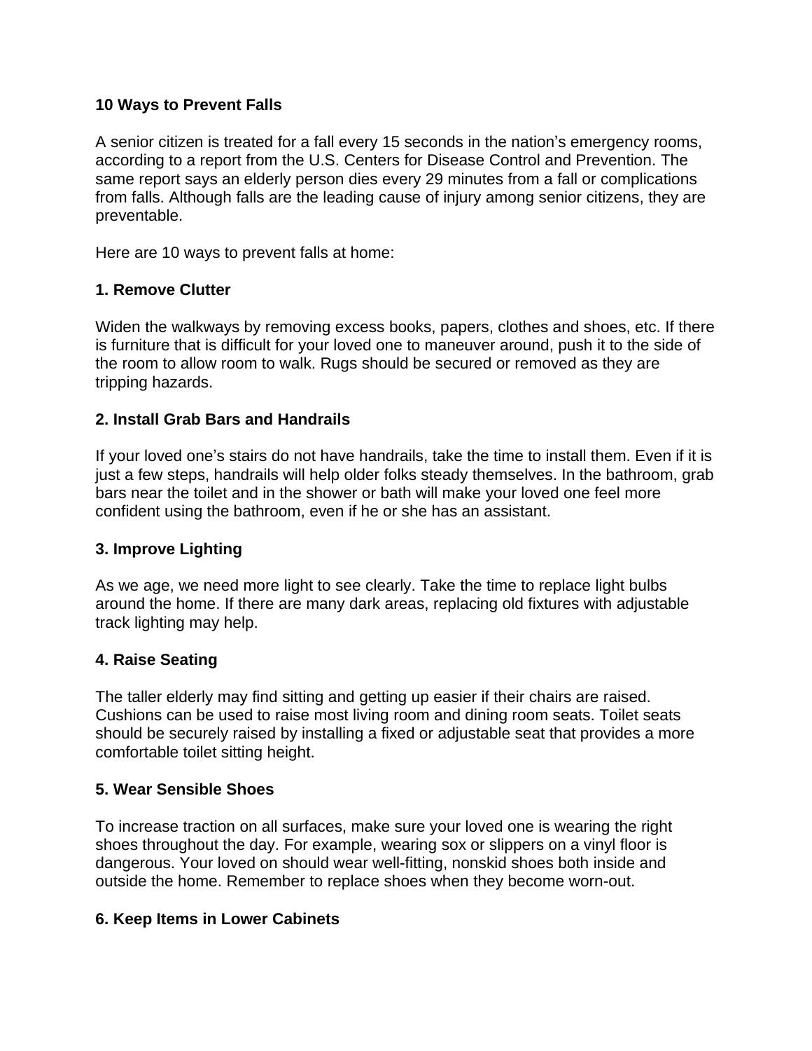# 10 Ways to Prevent Falls

A senior citizen is treated for a fall every 15 seconds in the nation's emergency rooms, according to a report from the U.S. Centers for Disease Control and Prevention. The same report says an elderly person dies every 29 minutes from a fall or complications from falls. Although falls are the leading cause of injury among senior citizens, they are preventable.

Here are 10 ways to prevent falls at home:

## 1. Remove Clutter

Widen the walkways by removing excess books, papers, clothes and shoes, etc. If there is furniture that is difficult for your loved one to maneuver around, push it to the side of the room to allow room to walk. Rugs should be secured or removed as they are tripping hazards.

## 2. Install Grab Bars and Handrails

If your loved one's stairs do not have handrails, take the time to install them. Even if it is just a few steps, handrails will help older folks steady themselves. In the bathroom, grab bars near the toilet and in the shower or bath will make your loved one feel more confident using the bathroom, even if he or she has an assistant.

## 3. Improve Lighting

As we age, we need more light to see clearly. Take the time to replace light bulbs around the home. If there are many dark areas, replacing old fixtures with adjustable track lighting may help.

## 4. Raise Seating

The taller elderly may find sitting and getting up easier if their chairs are raised. Cushions can be used to raise most living room and dining room seats. Toilet seats should be securely raised by installing a fixed or adjustable seat that provides a more comfortable toilet sitting height.

## 5. Wear Sensible Shoes

To increase traction on all surfaces, make sure your loved one is wearing the right shoes throughout the day. For example, wearing sox or slippers on a vinyl floor is dangerous. Your loved on should wear well-fitting, nonskid shoes both inside and outside the home. Remember to replace shoes when they become worn-out.

## 6. Keep Items in Lower Cabinets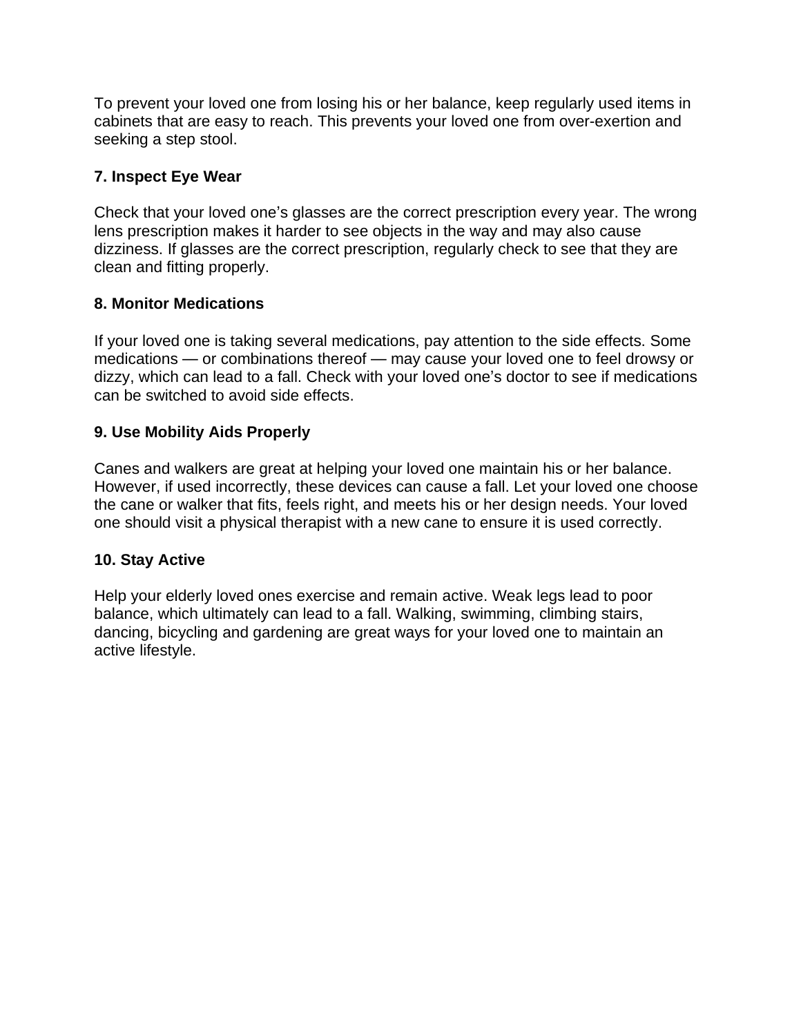To prevent your loved one from losing his or her balance, keep regularly used items in cabinets that are easy to reach. This prevents your loved one from over-exertion and seeking a step stool.

**7. Inspect Eye Wear**

Check that your loved one's glasses are the correct prescription every year. The wrong lens prescription makes it harder to see objects in the way and may also cause dizziness. If glasses are the correct prescription, regularly check to see that they are clean and fitting properly.

**8. Monitor Medications**

If your loved one is taking several medications, pay attention to the side effects. Some medications — or combinations thereof — may cause your loved one to feel drowsy or dizzy, which can lead to a fall. Check with your loved one's doctor to see if medications can be switched to avoid side effects.

**9. Use Mobility Aids Properly**

Canes and walkers are great at helping your loved one maintain his or her balance. However, if used incorrectly, these devices can cause a fall. Let your loved one choose the cane or walker that fits, feels right, and meets his or her design needs. Your loved one should visit a physical therapist with a new cane to ensure it is used correctly.

**10. Stay Active**

Help your elderly loved ones exercise and remain active. Weak legs lead to poor balance, which ultimately can lead to a fall. Walking, swimming, climbing stairs, dancing, bicycling and gardening are great ways for your loved one to maintain an active lifestyle.